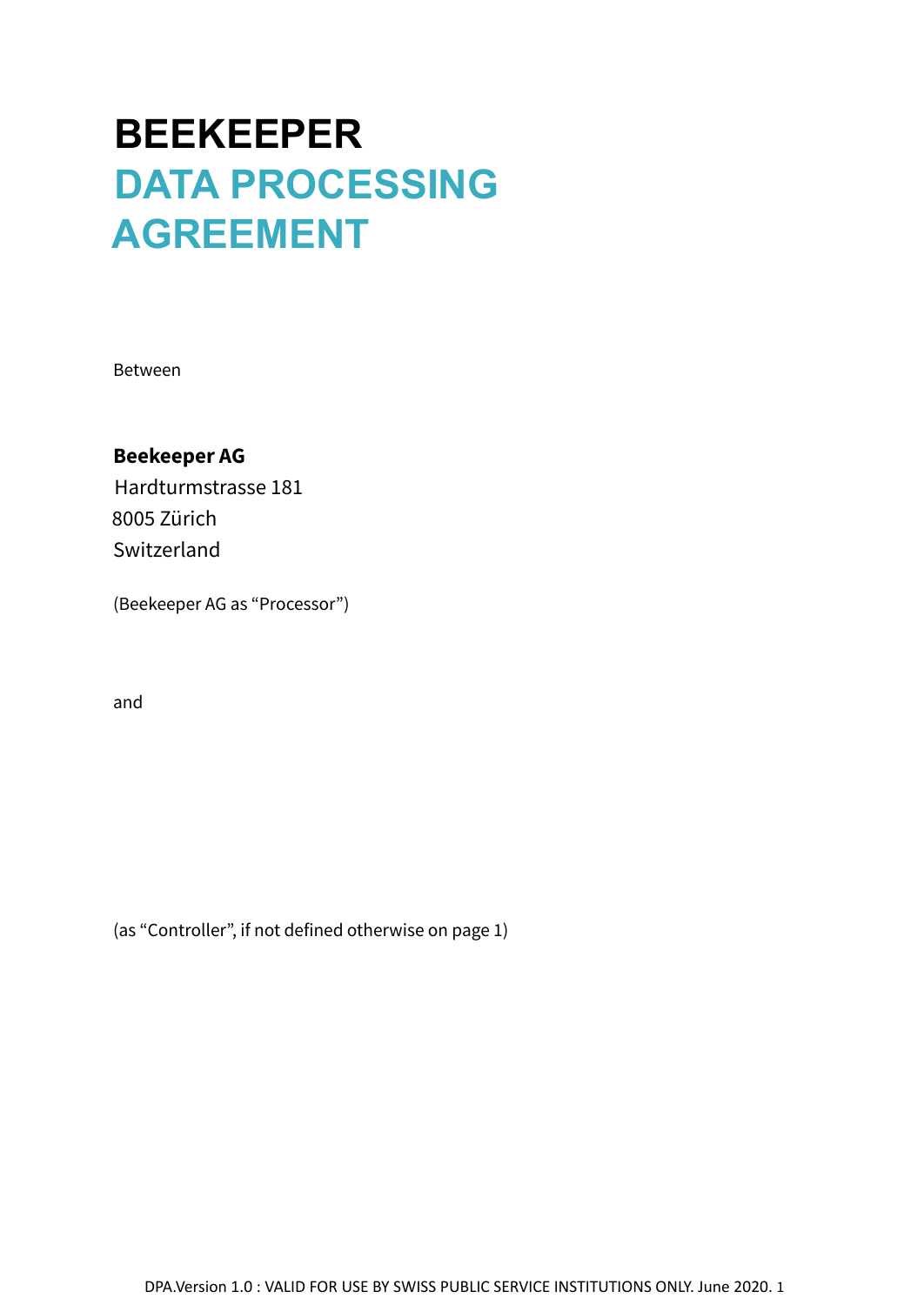# BEEKEEPER
# DATA PROCESSING AGREEMENT

Between

**Beekeeper AG**
Hardturmstrasse 181
8005 Zürich
Switzerland

(Beekeeper AG as "Processor")

and

(as "Controller", if not defined otherwise on page 1)

DPA.Version 1.0 : VALID FOR USE BY SWISS PUBLIC SERVICE INSTITUTIONS ONLY. June 2020.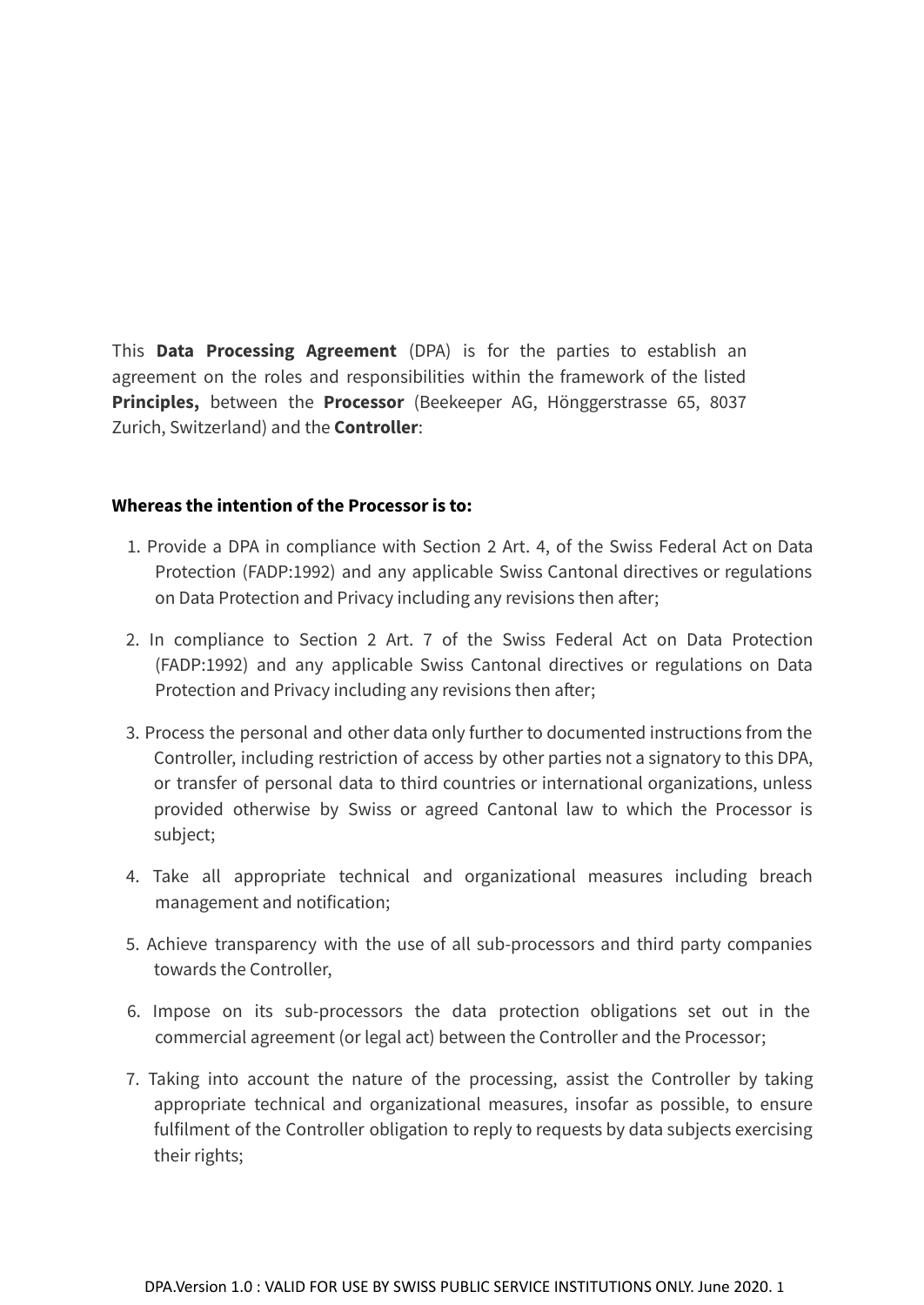This **Data Processing Agreement** (DPA) is for the parties to establish an agreement on the roles and responsibilities within the framework of the listed **Principles,** between the **Processor** (Beekeeper AG, Hönggerstrasse 65, 8037 Zurich, Switzerland) and the **Controller**:

**Whereas the intention of the Processor is to:**

1. Provide a DPA in compliance with Section 2 Art. 4, of the Swiss Federal Act on Data Protection (FADP:1992) and any applicable Swiss Cantonal directives or regulations on Data Protection and Privacy including any revisions then after;
2. In compliance to Section 2 Art. 7 of the Swiss Federal Act on Data Protection (FADP:1992) and any applicable Swiss Cantonal directives or regulations on Data Protection and Privacy including any revisions then after;
3. Process the personal and other data only further to documented instructions from the Controller, including restriction of access by other parties not a signatory to this DPA, or transfer of personal data to third countries or international organizations, unless provided otherwise by Swiss or agreed Cantonal law to which the Processor is subject;
4. Take all appropriate technical and organizational measures including breach management and notification;
5. Achieve transparency with the use of all sub-processors and third party companies towards the Controller,
6. Impose on its sub-processors the data protection obligations set out in the commercial agreement (or legal act) between the Controller and the Processor;
7. Taking into account the nature of the processing, assist the Controller by taking appropriate technical and organizational measures, insofar as possible, to ensure fulfilment of the Controller obligation to reply to requests by data subjects exercising their rights;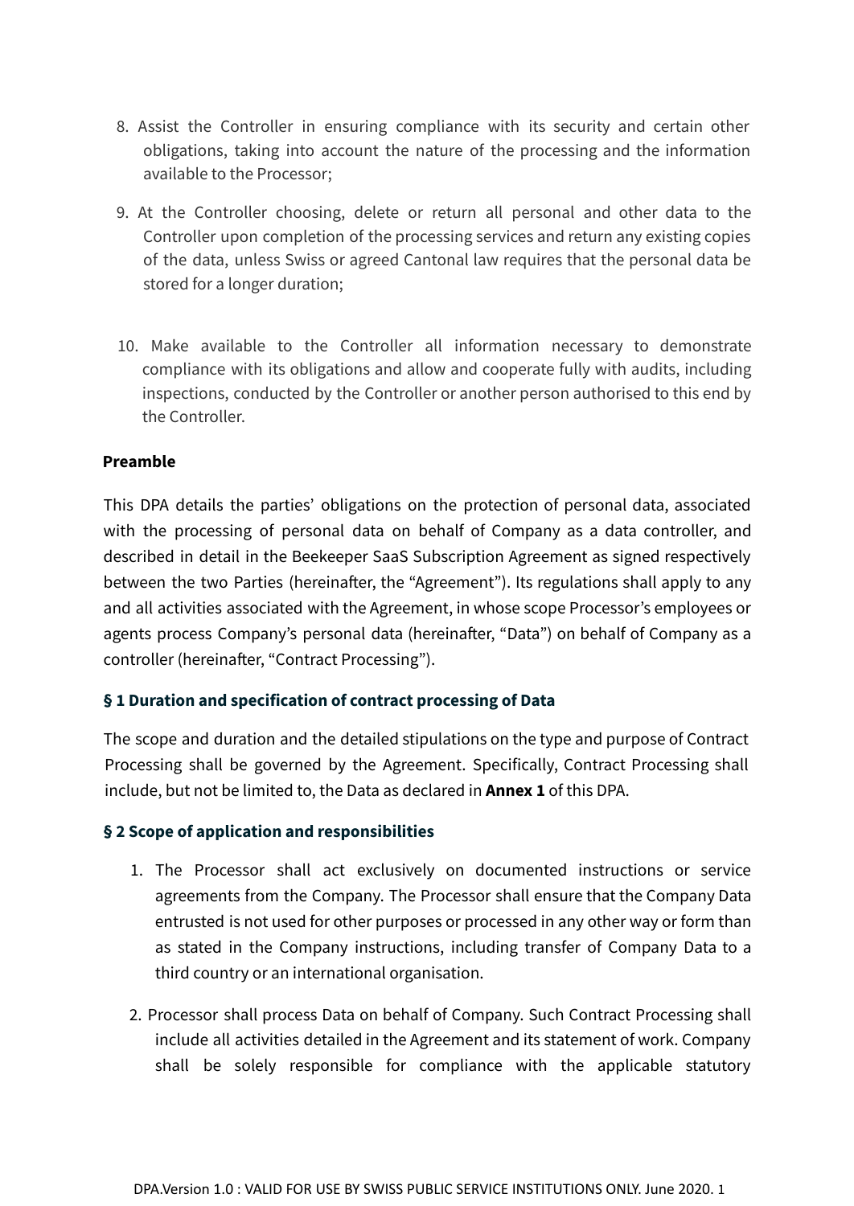8. Assist the Controller in ensuring compliance with its security and certain other obligations, taking into account the nature of the processing and the information available to the Processor;
9. At the Controller choosing, delete or return all personal and other data to the Controller upon completion of the processing services and return any existing copies of the data, unless Swiss or agreed Cantonal law requires that the personal data be stored for a longer duration;
10. Make available to the Controller all information necessary to demonstrate compliance with its obligations and allow and cooperate fully with audits, including inspections, conducted by the Controller or another person authorised to this end by the Controller.

**Preamble**

This DPA details the parties' obligations on the protection of personal data, associated with the processing of personal data on behalf of Company as a data controller, and described in detail in the Beekeeper SaaS Subscription Agreement as signed respectively between the two Parties (hereinafter, the "Agreement"). Its regulations shall apply to any and all activities associated with the Agreement, in whose scope Processor's employees or agents process Company's personal data (hereinafter, "Data") on behalf of Company as a controller (hereinafter, "Contract Processing").

### § 1 Duration and specification of contract processing of Data

The scope and duration and the detailed stipulations on the type and purpose of Contract Processing shall be governed by the Agreement. Specifically, Contract Processing shall include, but not be limited to, the Data as declared in **Annex 1** of this DPA.

### § 2 Scope of application and responsibilities

1. The Processor shall act exclusively on documented instructions or service agreements from the Company. The Processor shall ensure that the Company Data entrusted is not used for other purposes or processed in any other way or form than as stated in the Company instructions, including transfer of Company Data to a third country or an international organisation.
2. Processor shall process Data on behalf of Company. Such Contract Processing shall include all activities detailed in the Agreement and its statement of work. Company shall be solely responsible for compliance with the applicable statutory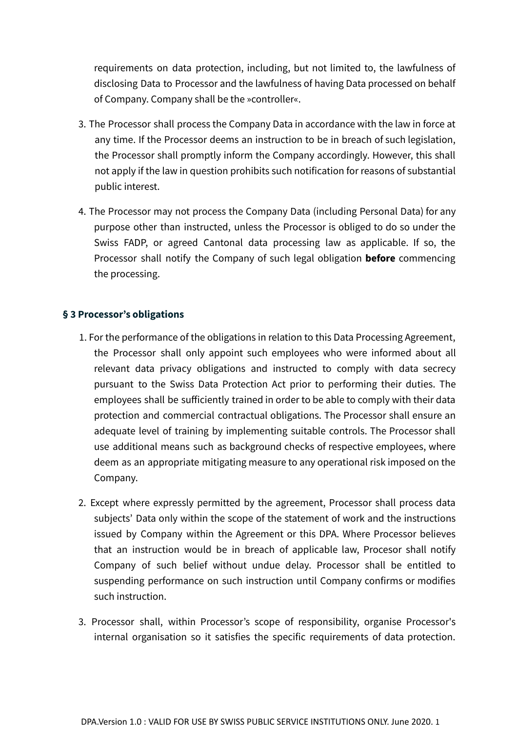requirements on data protection, including, but not limited to, the lawfulness of disclosing Data to Processor and the lawfulness of having Data processed on behalf of Company. Company shall be the »controller«.

3. The Processor shall process the Company Data in accordance with the law in force at any time. If the Processor deems an instruction to be in breach of such legislation, the Processor shall promptly inform the Company accordingly. However, this shall not apply if the law in question prohibits such notification for reasons of substantial public interest.

4. The Processor may not process the Company Data (including Personal Data) for any purpose other than instructed, unless the Processor is obliged to do so under the Swiss FADP, or agreed Cantonal data processing law as applicable. If so, the Processor shall notify the Company of such legal obligation **before** commencing the processing.

### § 3 Processor's obligations

1. For the performance of the obligations in relation to this Data Processing Agreement, the Processor shall only appoint such employees who were informed about all relevant data privacy obligations and instructed to comply with data secrecy pursuant to the Swiss Data Protection Act prior to performing their duties. The employees shall be sufficiently trained in order to be able to comply with their data protection and commercial contractual obligations. The Processor shall ensure an adequate level of training by implementing suitable controls. The Processor shall use additional means such as background checks of respective employees, where deem as an appropriate mitigating measure to any operational risk imposed on the Company.

2. Except where expressly permitted by the agreement, Processor shall process data subjects' Data only within the scope of the statement of work and the instructions issued by Company within the Agreement or this DPA. Where Processor believes that an instruction would be in breach of applicable law, Procesor shall notify Company of such belief without undue delay. Processor shall be entitled to suspending performance on such instruction until Company confirms or modifies such instruction.

3. Processor shall, within Processor's scope of responsibility, organise Processor's internal organisation so it satisfies the specific requirements of data protection.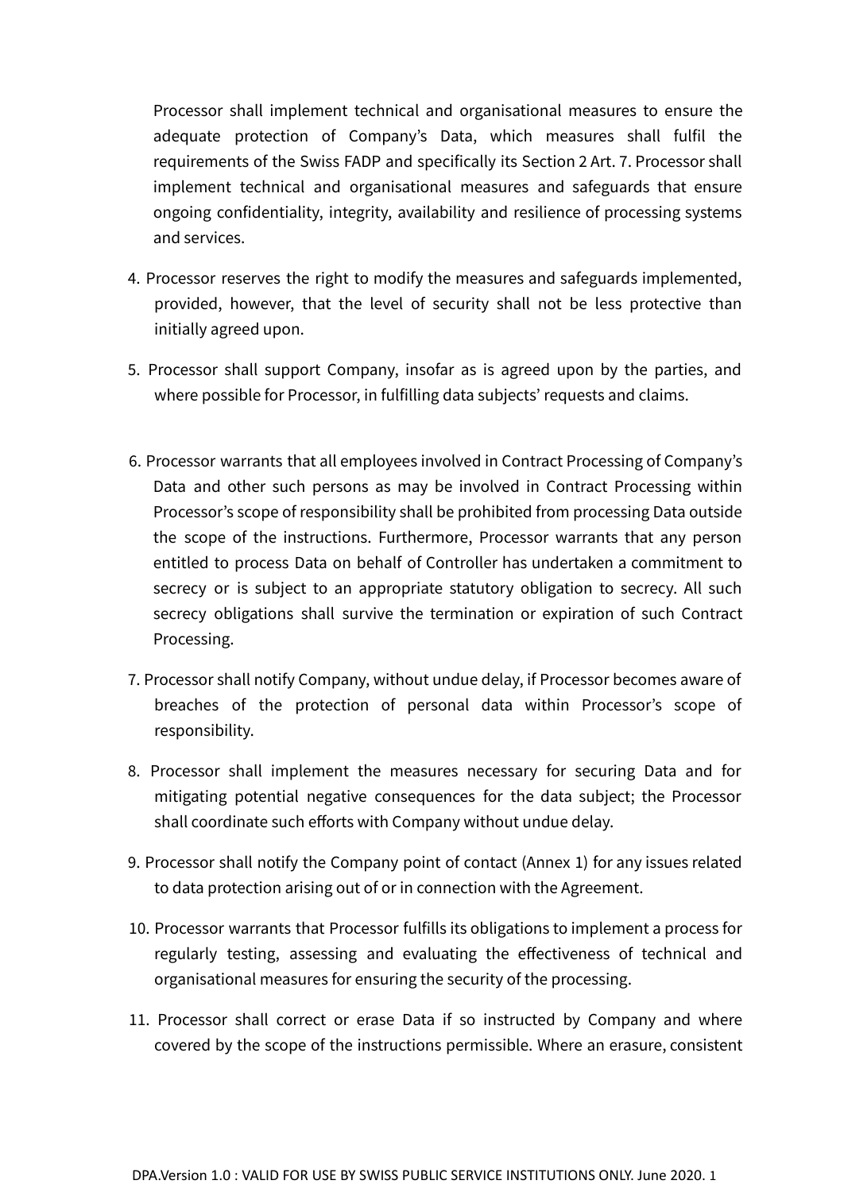Processor shall implement technical and organisational measures to ensure the adequate protection of Company's Data, which measures shall fulfil the requirements of the Swiss FADP and specifically its Section 2 Art. 7. Processor shall implement technical and organisational measures and safeguards that ensure ongoing confidentiality, integrity, availability and resilience of processing systems and services.

4. Processor reserves the right to modify the measures and safeguards implemented, provided, however, that the level of security shall not be less protective than initially agreed upon.

5. Processor shall support Company, insofar as is agreed upon by the parties, and where possible for Processor, in fulfilling data subjects' requests and claims.

6. Processor warrants that all employees involved in Contract Processing of Company's Data and other such persons as may be involved in Contract Processing within Processor's scope of responsibility shall be prohibited from processing Data outside the scope of the instructions. Furthermore, Processor warrants that any person entitled to process Data on behalf of Controller has undertaken a commitment to secrecy or is subject to an appropriate statutory obligation to secrecy. All such secrecy obligations shall survive the termination or expiration of such Contract Processing.

7. Processor shall notify Company, without undue delay, if Processor becomes aware of breaches of the protection of personal data within Processor's scope of responsibility.

8. Processor shall implement the measures necessary for securing Data and for mitigating potential negative consequences for the data subject; the Processor shall coordinate such efforts with Company without undue delay.

9. Processor shall notify the Company point of contact (Annex 1) for any issues related to data protection arising out of or in connection with the Agreement.

10. Processor warrants that Processor fulfills its obligations to implement a process for regularly testing, assessing and evaluating the effectiveness of technical and organisational measures for ensuring the security of the processing.

11. Processor shall correct or erase Data if so instructed by Company and where covered by the scope of the instructions permissible. Where an erasure, consistent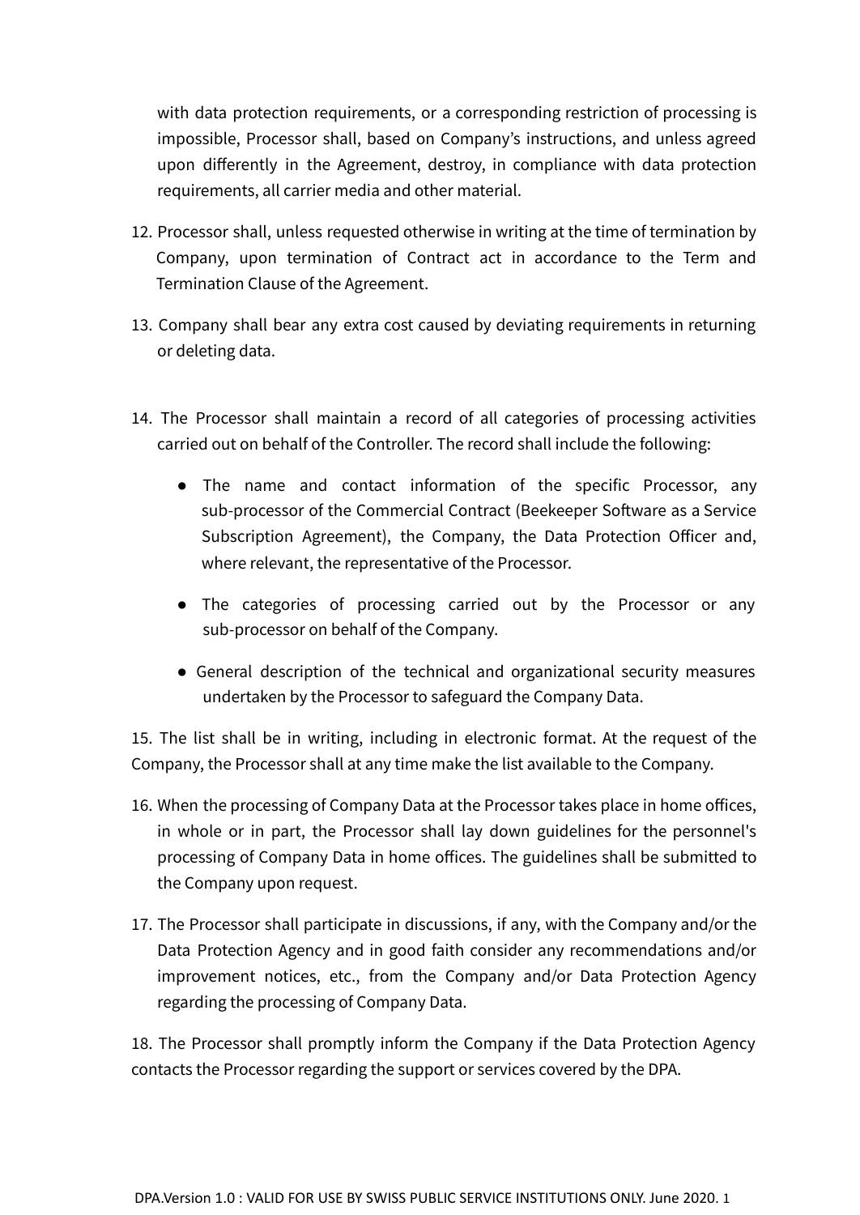with data protection requirements, or a corresponding restriction of processing is impossible, Processor shall, based on Company's instructions, and unless agreed upon differently in the Agreement, destroy, in compliance with data protection requirements, all carrier media and other material.

12. Processor shall, unless requested otherwise in writing at the time of termination by Company, upon termination of Contract act in accordance to the Term and Termination Clause of the Agreement.

13. Company shall bear any extra cost caused by deviating requirements in returning or deleting data.

14. The Processor shall maintain a record of all categories of processing activities carried out on behalf of the Controller. The record shall include the following:

    - The name and contact information of the specific Processor, any sub-processor of the Commercial Contract (Beekeeper Software as a Service Subscription Agreement), the Company, the Data Protection Officer and, where relevant, the representative of the Processor.
    - The categories of processing carried out by the Processor or any sub-processor on behalf of the Company.
    - General description of the technical and organizational security measures undertaken by the Processor to safeguard the Company Data.

15. The list shall be in writing, including in electronic format. At the request of the Company, the Processor shall at any time make the list available to the Company.

16. When the processing of Company Data at the Processor takes place in home offices, in whole or in part, the Processor shall lay down guidelines for the personnel's processing of Company Data in home offices. The guidelines shall be submitted to the Company upon request.

17. The Processor shall participate in discussions, if any, with the Company and/or the Data Protection Agency and in good faith consider any recommendations and/or improvement notices, etc., from the Company and/or Data Protection Agency regarding the processing of Company Data.

18. The Processor shall promptly inform the Company if the Data Protection Agency contacts the Processor regarding the support or services covered by the DPA.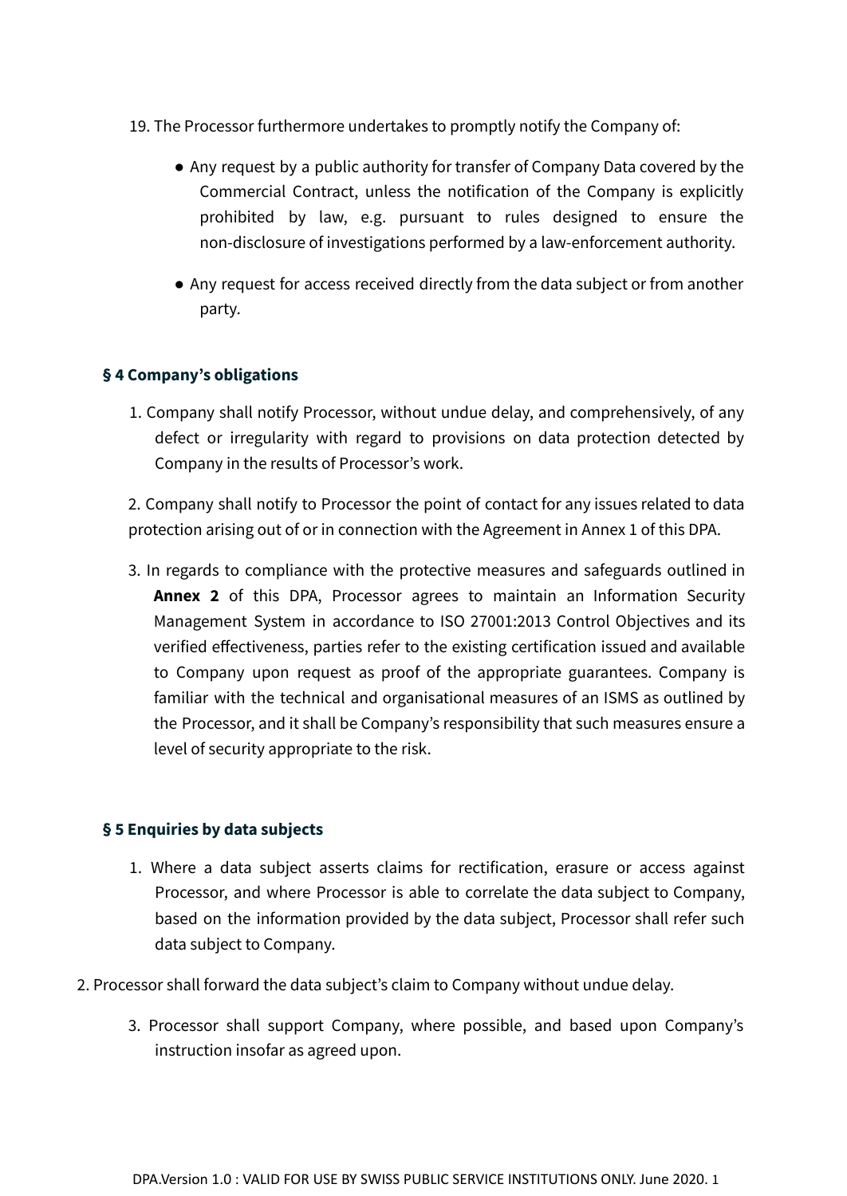19. The Processor furthermore undertakes to promptly notify the Company of:

    - Any request by a public authority for transfer of Company Data covered by the Commercial Contract, unless the notification of the Company is explicitly prohibited by law, e.g. pursuant to rules designed to ensure the non-disclosure of investigations performed by a law-enforcement authority.
    - Any request for access received directly from the data subject or from another party.

### § 4 Company's obligations

1. Company shall notify Processor, without undue delay, and comprehensively, of any defect or irregularity with regard to provisions on data protection detected by Company in the results of Processor's work.

2. Company shall notify to Processor the point of contact for any issues related to data protection arising out of or in connection with the Agreement in Annex 1 of this DPA.

3. In regards to compliance with the protective measures and safeguards outlined in **Annex 2** of this DPA, Processor agrees to maintain an Information Security Management System in accordance to ISO 27001:2013 Control Objectives and its verified effectiveness, parties refer to the existing certification issued and available to Company upon request as proof of the appropriate guarantees. Company is familiar with the technical and organisational measures of an ISMS as outlined by the Processor, and it shall be Company's responsibility that such measures ensure a level of security appropriate to the risk.

### § 5 Enquiries by data subjects

1. Where a data subject asserts claims for rectification, erasure or access against Processor, and where Processor is able to correlate the data subject to Company, based on the information provided by the data subject, Processor shall refer such data subject to Company.

2. Processor shall forward the data subject's claim to Company without undue delay.

3. Processor shall support Company, where possible, and based upon Company's instruction insofar as agreed upon.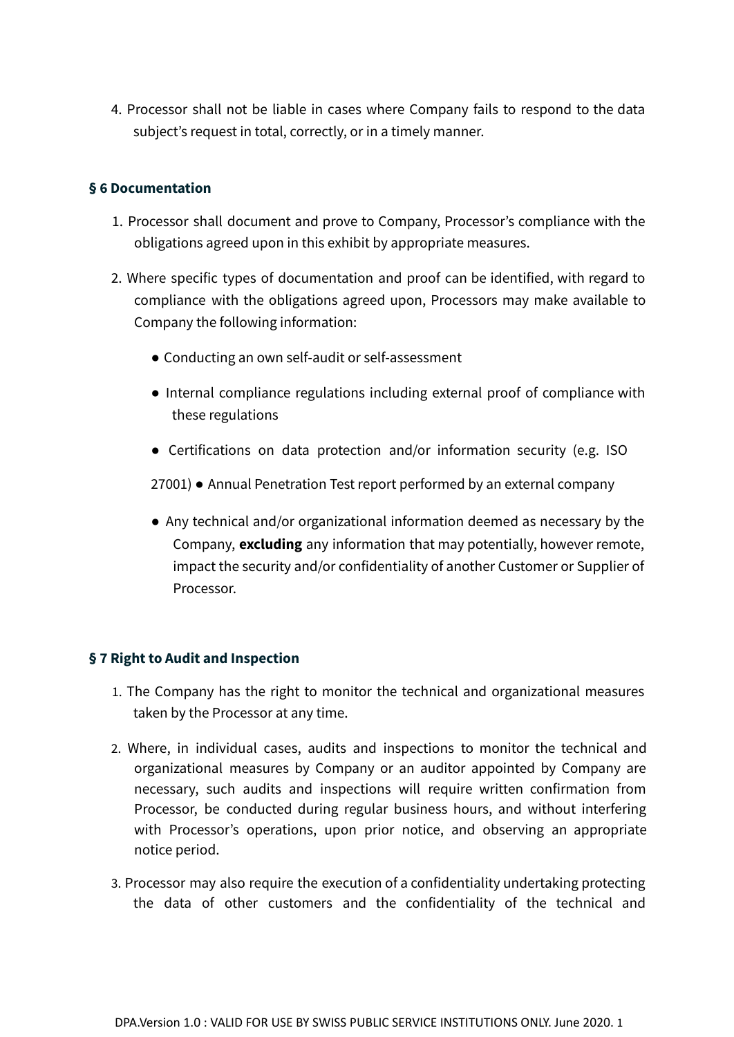4. Processor shall not be liable in cases where Company fails to respond to the data subject's request in total, correctly, or in a timely manner.

### § 6 Documentation

1. Processor shall document and prove to Company, Processor's compliance with the obligations agreed upon in this exhibit by appropriate measures.

2. Where specific types of documentation and proof can be identified, with regard to compliance with the obligations agreed upon, Processors may make available to Company the following information:

   - Conducting an own self-audit or self-assessment
   - Internal compliance regulations including external proof of compliance with these regulations
   - Certifications on data protection and/or information security (e.g. ISO 27001)
   - Annual Penetration Test report performed by an external company
   - Any technical and/or organizational information deemed as necessary by the Company, **excluding** any information that may potentially, however remote, impact the security and/or confidentiality of another Customer or Supplier of Processor.

### § 7 Right to Audit and Inspection

1. The Company has the right to monitor the technical and organizational measures taken by the Processor at any time.

2. Where, in individual cases, audits and inspections to monitor the technical and organizational measures by Company or an auditor appointed by Company are necessary, such audits and inspections will require written confirmation from Processor, be conducted during regular business hours, and without interfering with Processor's operations, upon prior notice, and observing an appropriate notice period.

3. Processor may also require the execution of a confidentiality undertaking protecting the data of other customers and the confidentiality of the technical and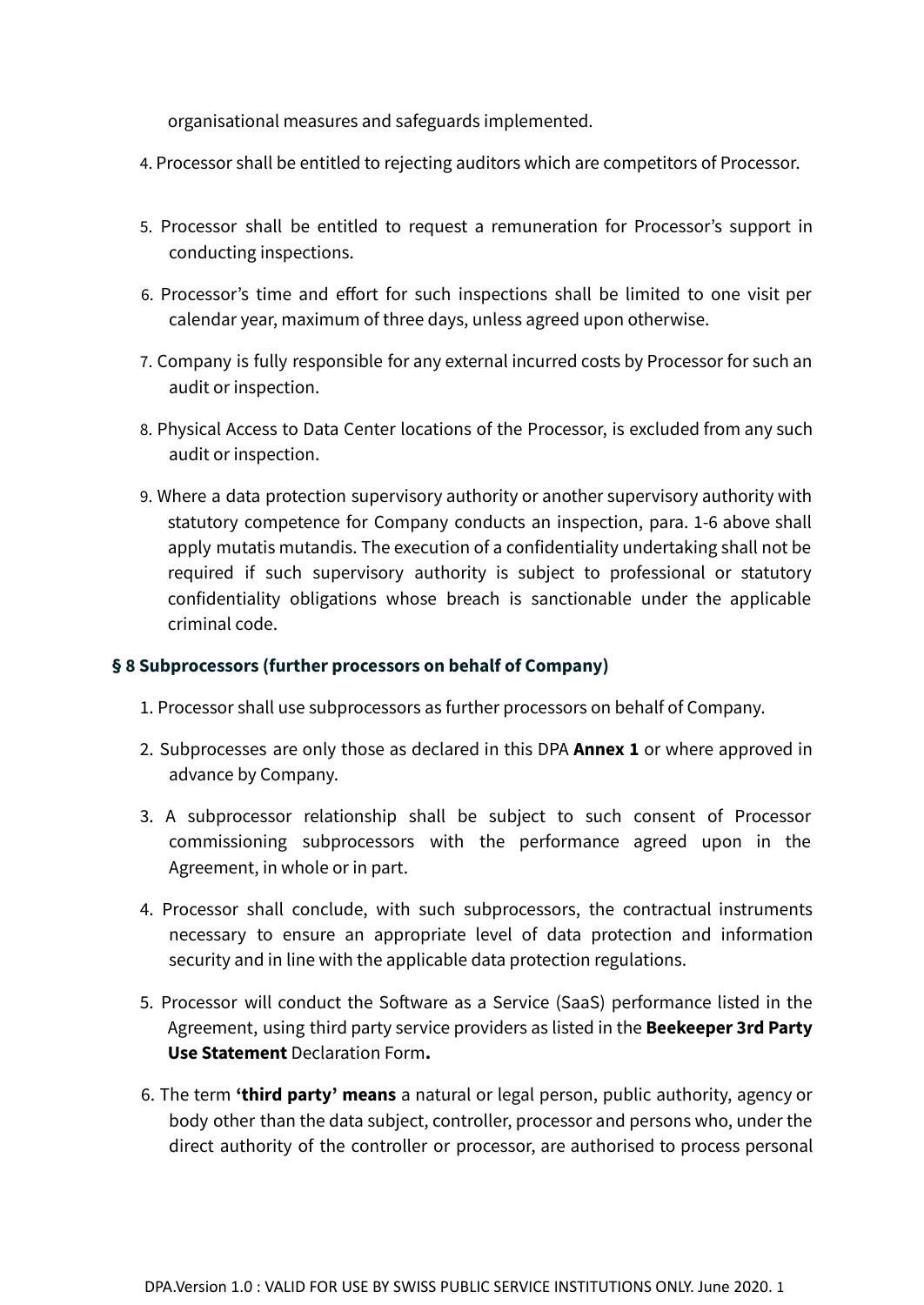organisational measures and safeguards implemented.

4. Processor shall be entitled to rejecting auditors which are competitors of Processor.
5. Processor shall be entitled to request a remuneration for Processor's support in conducting inspections.
6. Processor's time and effort for such inspections shall be limited to one visit per calendar year, maximum of three days, unless agreed upon otherwise.
7. Company is fully responsible for any external incurred costs by Processor for such an audit or inspection.
8. Physical Access to Data Center locations of the Processor, is excluded from any such audit or inspection.
9. Where a data protection supervisory authority or another supervisory authority with statutory competence for Company conducts an inspection, para. 1-6 above shall apply mutatis mutandis. The execution of a confidentiality undertaking shall not be required if such supervisory authority is subject to professional or statutory confidentiality obligations whose breach is sanctionable under the applicable criminal code.

### § 8 Subprocessors (further processors on behalf of Company)

1. Processor shall use subprocessors as further processors on behalf of Company.
2. Subprocesses are only those as declared in this DPA **Annex 1** or where approved in advance by Company.
3. A subprocessor relationship shall be subject to such consent of Processor commissioning subprocessors with the performance agreed upon in the Agreement, in whole or in part.
4. Processor shall conclude, with such subprocessors, the contractual instruments necessary to ensure an appropriate level of data protection and information security and in line with the applicable data protection regulations.
5. Processor will conduct the Software as a Service (SaaS) performance listed in the Agreement, using third party service providers as listed in the **Beekeeper 3rd Party Use Statement** Declaration Form**.**
6. The term **'third party' means** a natural or legal person, public authority, agency or body other than the data subject, controller, processor and persons who, under the direct authority of the controller or processor, are authorised to process personal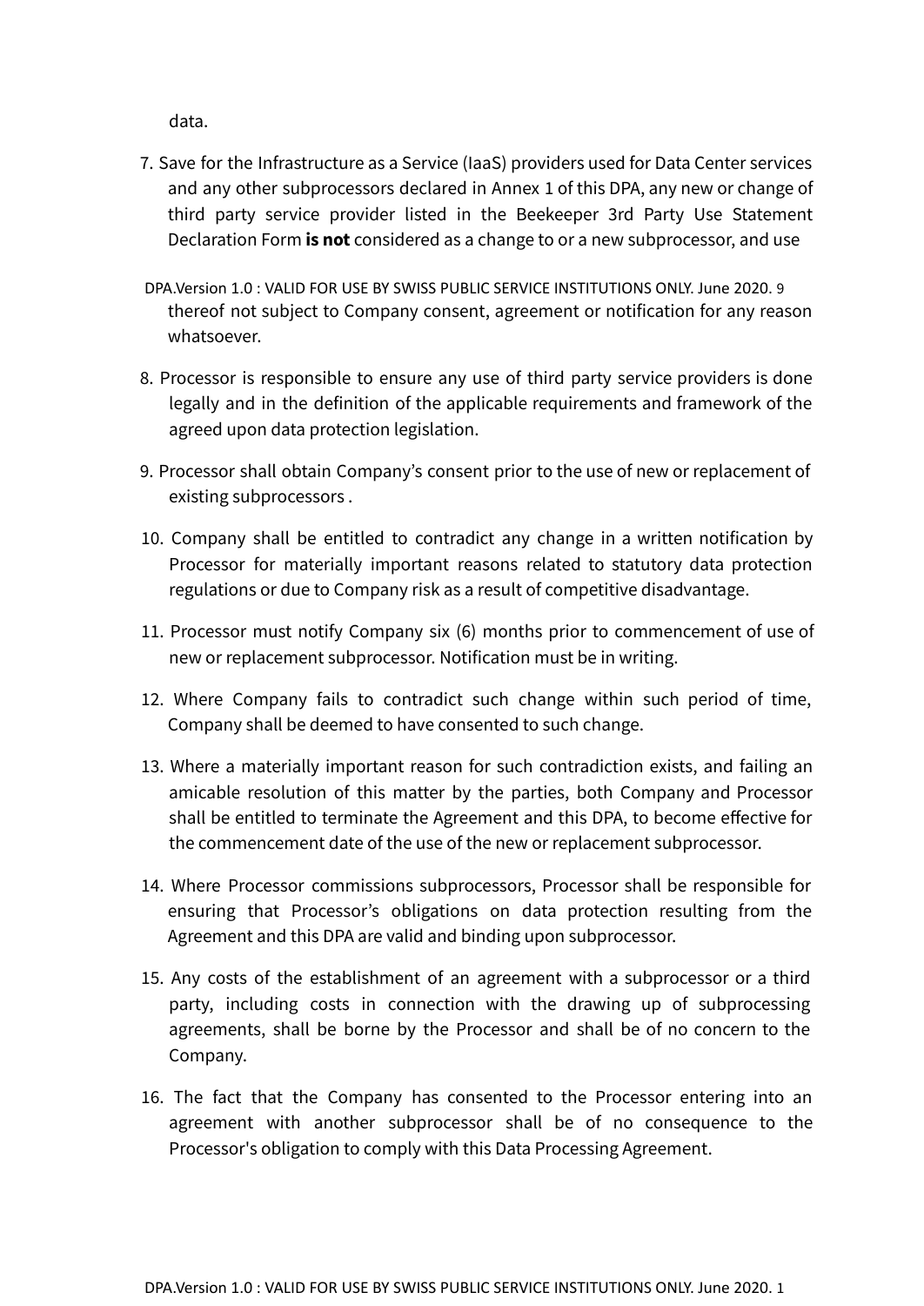data.

7. Save for the Infrastructure as a Service (IaaS) providers used for Data Center services and any other subprocessors declared in Annex 1 of this DPA, any new or change of third party service provider listed in the Beekeeper 3rd Party Use Statement Declaration Form **is not** considered as a change to or a new subprocessor, and use thereof not subject to Company consent, agreement or notification for any reason whatsoever.

8. Processor is responsible to ensure any use of third party service providers is done legally and in the definition of the applicable requirements and framework of the agreed upon data protection legislation.

9. Processor shall obtain Company's consent prior to the use of new or replacement of existing subprocessors .

10. Company shall be entitled to contradict any change in a written notification by Processor for materially important reasons related to statutory data protection regulations or due to Company risk as a result of competitive disadvantage.

11. Processor must notify Company six (6) months prior to commencement of use of new or replacement subprocessor. Notification must be in writing.

12. Where Company fails to contradict such change within such period of time, Company shall be deemed to have consented to such change.

13. Where a materially important reason for such contradiction exists, and failing an amicable resolution of this matter by the parties, both Company and Processor shall be entitled to terminate the Agreement and this DPA, to become effective for the commencement date of the use of the new or replacement subprocessor.

14. Where Processor commissions subprocessors, Processor shall be responsible for ensuring that Processor's obligations on data protection resulting from the Agreement and this DPA are valid and binding upon subprocessor.

15. Any costs of the establishment of an agreement with a subprocessor or a third party, including costs in connection with the drawing up of subprocessing agreements, shall be borne by the Processor and shall be of no concern to the Company.

16. The fact that the Company has consented to the Processor entering into an agreement with another subprocessor shall be of no consequence to the Processor's obligation to comply with this Data Processing Agreement.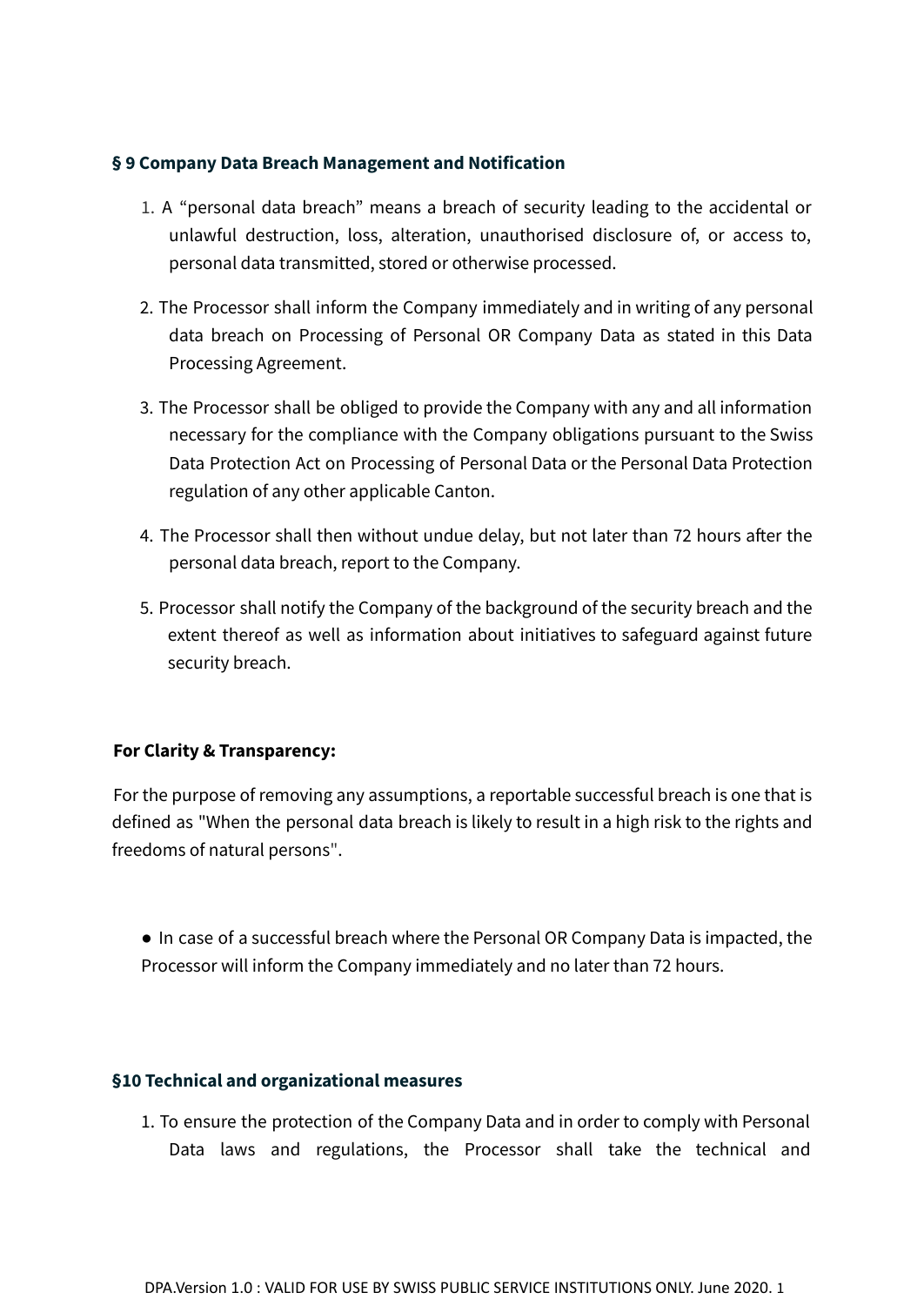### § 9 Company Data Breach Management and Notification

1. A "personal data breach" means a breach of security leading to the accidental or unlawful destruction, loss, alteration, unauthorised disclosure of, or access to, personal data transmitted, stored or otherwise processed.

2. The Processor shall inform the Company immediately and in writing of any personal data breach on Processing of Personal OR Company Data as stated in this Data Processing Agreement.

3. The Processor shall be obliged to provide the Company with any and all information necessary for the compliance with the Company obligations pursuant to the Swiss Data Protection Act on Processing of Personal Data or the Personal Data Protection regulation of any other applicable Canton.

4. The Processor shall then without undue delay, but not later than 72 hours after the personal data breach, report to the Company.

5. Processor shall notify the Company of the background of the security breach and the extent thereof as well as information about initiatives to safeguard against future security breach.

**For Clarity & Transparency:**

For the purpose of removing any assumptions, a reportable successful breach is one that is defined as "When the personal data breach is likely to result in a high risk to the rights and freedoms of natural persons".

- In case of a successful breach where the Personal OR Company Data is impacted, the Processor will inform the Company immediately and no later than 72 hours.

### §10 Technical and organizational measures

1. To ensure the protection of the Company Data and in order to comply with Personal Data laws and regulations, the Processor shall take the technical and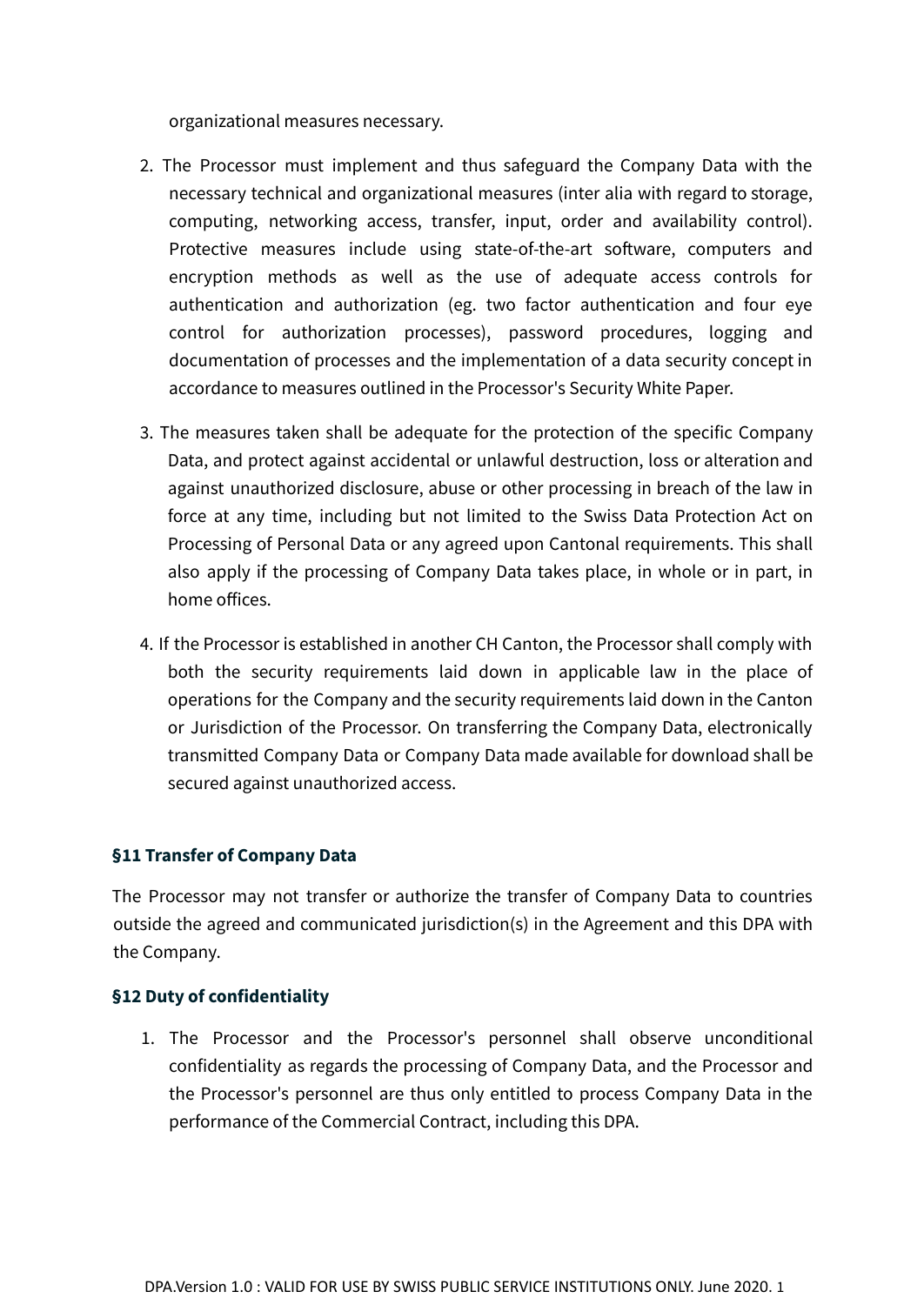organizational measures necessary.

2. The Processor must implement and thus safeguard the Company Data with the necessary technical and organizational measures (inter alia with regard to storage, computing, networking access, transfer, input, order and availability control). Protective measures include using state-of-the-art software, computers and encryption methods as well as the use of adequate access controls for authentication and authorization (eg. two factor authentication and four eye control for authorization processes), password procedures, logging and documentation of processes and the implementation of a data security concept in accordance to measures outlined in the Processor's Security White Paper.

3. The measures taken shall be adequate for the protection of the specific Company Data, and protect against accidental or unlawful destruction, loss or alteration and against unauthorized disclosure, abuse or other processing in breach of the law in force at any time, including but not limited to the Swiss Data Protection Act on Processing of Personal Data or any agreed upon Cantonal requirements. This shall also apply if the processing of Company Data takes place, in whole or in part, in home offices.

4. If the Processor is established in another CH Canton, the Processor shall comply with both the security requirements laid down in applicable law in the place of operations for the Company and the security requirements laid down in the Canton or Jurisdiction of the Processor. On transferring the Company Data, electronically transmitted Company Data or Company Data made available for download shall be secured against unauthorized access.

### §11 Transfer of Company Data

The Processor may not transfer or authorize the transfer of Company Data to countries outside the agreed and communicated jurisdiction(s) in the Agreement and this DPA with the Company.

### §12 Duty of confidentiality

1. The Processor and the Processor's personnel shall observe unconditional confidentiality as regards the processing of Company Data, and the Processor and the Processor's personnel are thus only entitled to process Company Data in the performance of the Commercial Contract, including this DPA.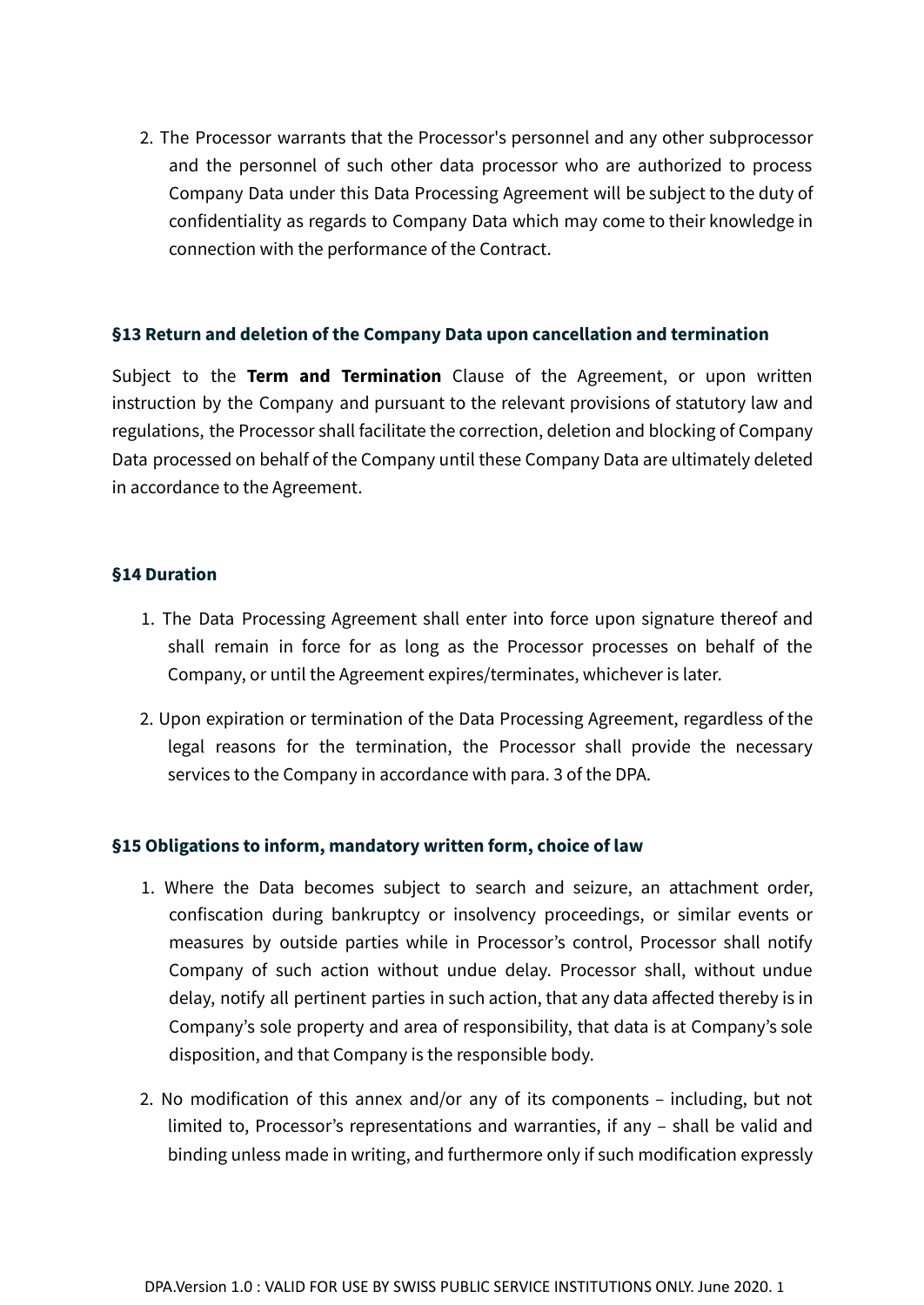2. The Processor warrants that the Processor's personnel and any other subprocessor and the personnel of such other data processor who are authorized to process Company Data under this Data Processing Agreement will be subject to the duty of confidentiality as regards to Company Data which may come to their knowledge in connection with the performance of the Contract.

### §13 Return and deletion of the Company Data upon cancellation and termination

Subject to the **Term and Termination** Clause of the Agreement, or upon written instruction by the Company and pursuant to the relevant provisions of statutory law and regulations, the Processor shall facilitate the correction, deletion and blocking of Company Data processed on behalf of the Company until these Company Data are ultimately deleted in accordance to the Agreement.

### §14 Duration

1. The Data Processing Agreement shall enter into force upon signature thereof and shall remain in force for as long as the Processor processes on behalf of the Company, or until the Agreement expires/terminates, whichever is later.
2. Upon expiration or termination of the Data Processing Agreement, regardless of the legal reasons for the termination, the Processor shall provide the necessary services to the Company in accordance with para. 3 of the DPA.

### §15 Obligations to inform, mandatory written form, choice of law

1. Where the Data becomes subject to search and seizure, an attachment order, confiscation during bankruptcy or insolvency proceedings, or similar events or measures by outside parties while in Processor's control, Processor shall notify Company of such action without undue delay. Processor shall, without undue delay, notify all pertinent parties in such action, that any data affected thereby is in Company's sole property and area of responsibility, that data is at Company's sole disposition, and that Company is the responsible body.
2. No modification of this annex and/or any of its components – including, but not limited to, Processor's representations and warranties, if any – shall be valid and binding unless made in writing, and furthermore only if such modification expressly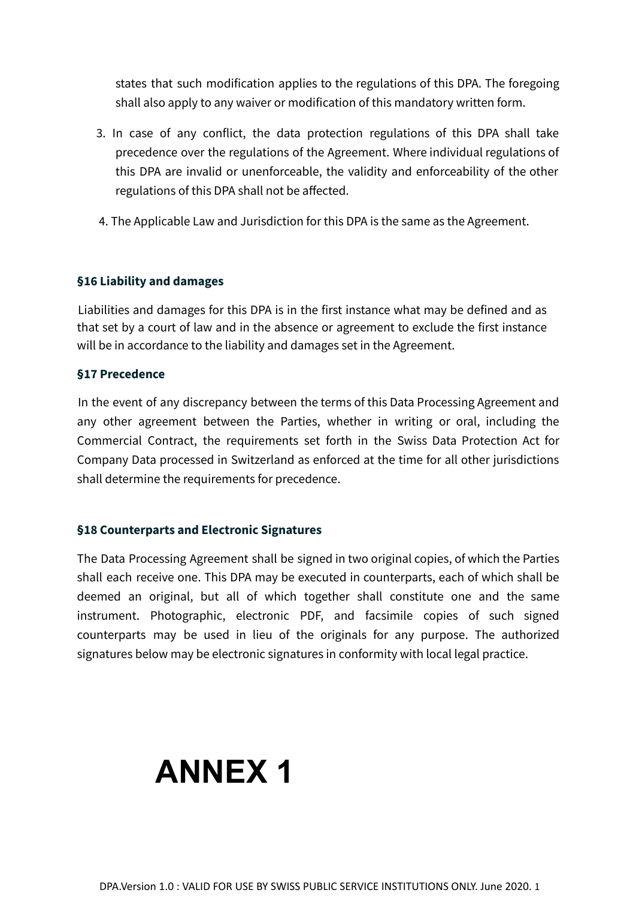states that such modification applies to the regulations of this DPA. The foregoing shall also apply to any waiver or modification of this mandatory written form.

3. In case of any conflict, the data protection regulations of this DPA shall take precedence over the regulations of the Agreement. Where individual regulations of this DPA are invalid or unenforceable, the validity and enforceability of the other regulations of this DPA shall not be affected.

4. The Applicable Law and Jurisdiction for this DPA is the same as the Agreement.

### §16 Liability and damages

Liabilities and damages for this DPA is in the first instance what may be defined and as that set by a court of law and in the absence or agreement to exclude the first instance will be in accordance to the liability and damages set in the Agreement.

### §17 Precedence

In the event of any discrepancy between the terms of this Data Processing Agreement and any other agreement between the Parties, whether in writing or oral, including the Commercial Contract, the requirements set forth in the Swiss Data Protection Act for Company Data processed in Switzerland as enforced at the time for all other jurisdictions shall determine the requirements for precedence.

### §18 Counterparts and Electronic Signatures

The Data Processing Agreement shall be signed in two original copies, of which the Parties shall each receive one. This DPA may be executed in counterparts, each of which shall be deemed an original, but all of which together shall constitute one and the same instrument. Photographic, electronic PDF, and facsimile copies of such signed counterparts may be used in lieu of the originals for any purpose. The authorized signatures below may be electronic signatures in conformity with local legal practice.

# ANNEX 1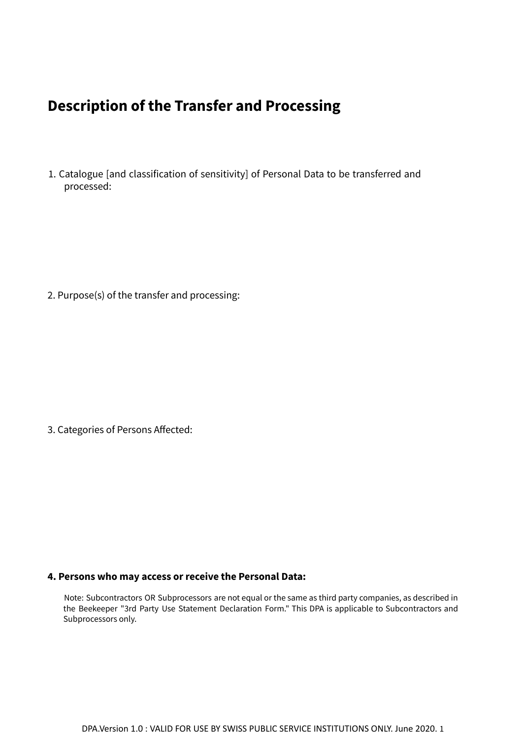## Description of the Transfer and Processing

1. Catalogue [and classification of sensitivity] of Personal Data to be transferred and processed:

2. Purpose(s) of the transfer and processing:

3. Categories of Persons Affected:

**4. Persons who may access or receive the Personal Data:**

Note: Subcontractors OR Subprocessors are not equal or the same as third party companies, as described in the Beekeeper "3rd Party Use Statement Declaration Form." This DPA is applicable to Subcontractors and Subprocessors only.

DPA.Version 1.0 : VALID FOR USE BY SWISS PUBLIC SERVICE INSTITUTIONS ONLY. June 2020.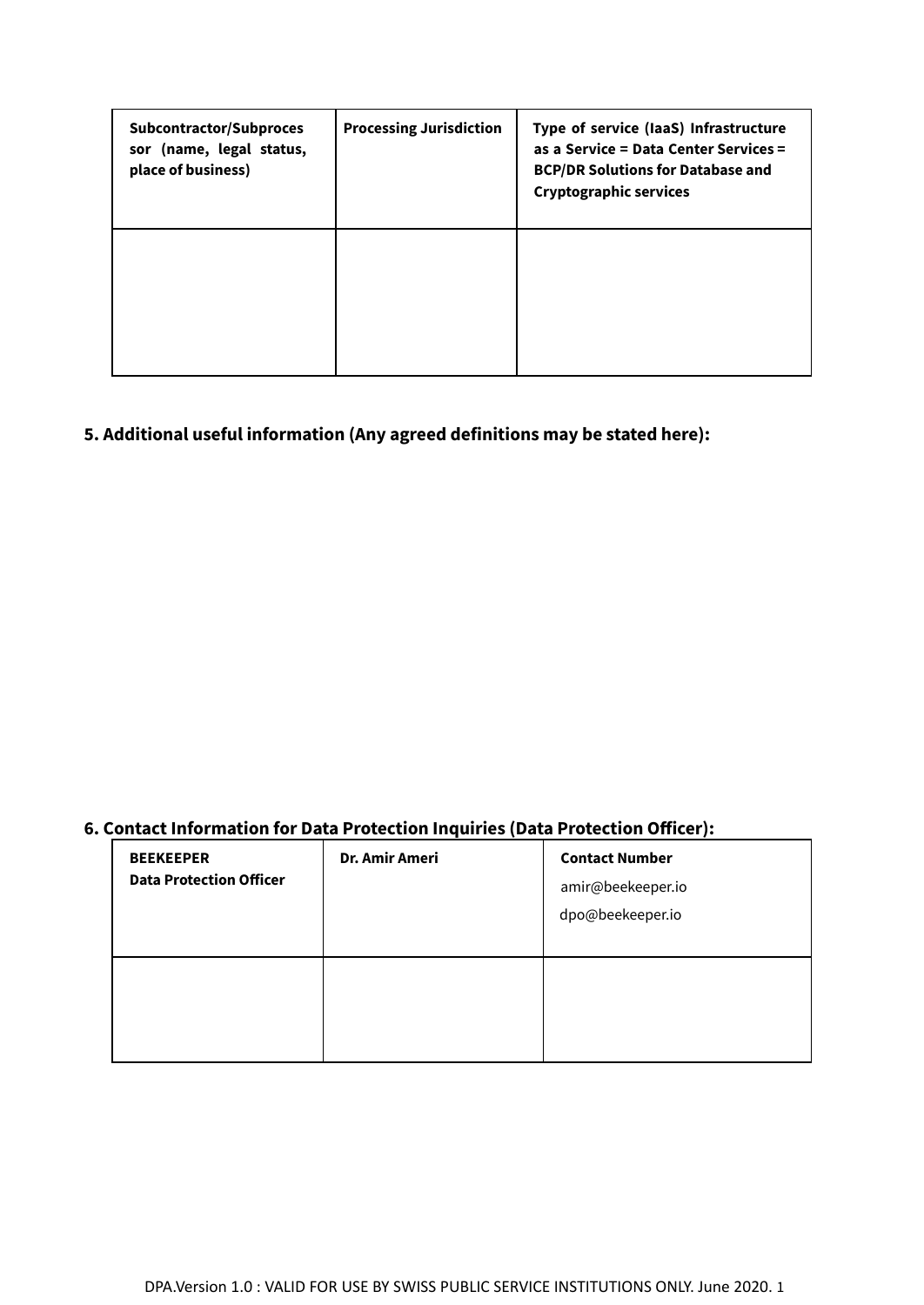| Subcontractor/Subprocessor (name, legal status, place of business) | Processing Jurisdiction | Type of service (IaaS) Infrastructure as a Service = Data Center Services = BCP/DR Solutions for Database and Cryptographic services |
|---|---|---|
| | | |

**5. Additional useful information (Any agreed definitions may be stated here):**

**6. Contact Information for Data Protection Inquiries (Data Protection Officer):**

| BEEKEEPER Data Protection Officer | Dr. Amir Ameri | Contact Number amir@beekeeper.io dpo@beekeeper.io |
|---|---|---|
| | | |

DPA.Version 1.0 : VALID FOR USE BY SWISS PUBLIC SERVICE INSTITUTIONS ONLY. June 2020. 1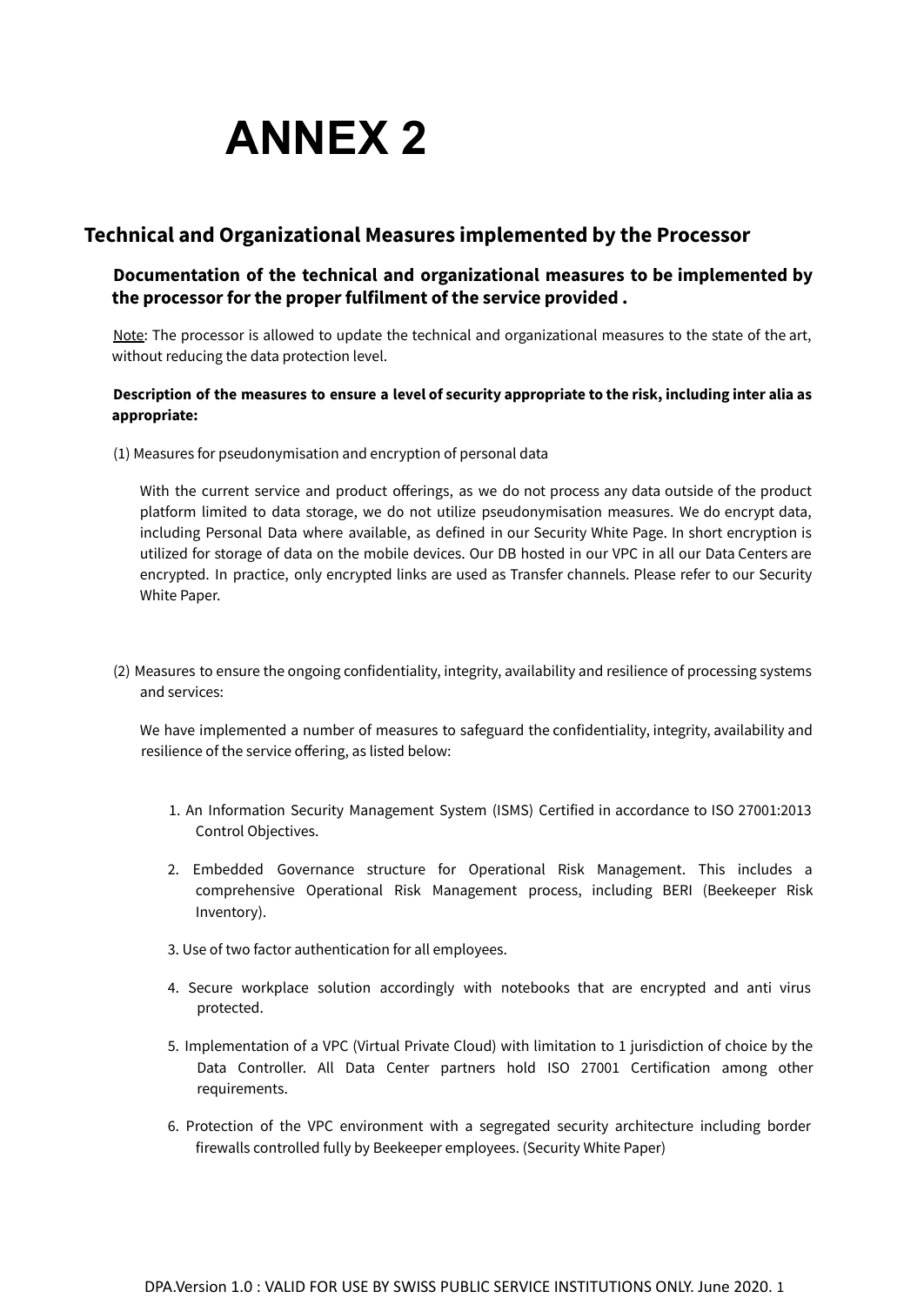# ANNEX 2

## Technical and Organizational Measures implemented by the Processor

### Documentation of the technical and organizational measures to be implemented by the processor for the proper fulfilment of the service provided .

Note: The processor is allowed to update the technical and organizational measures to the state of the art, without reducing the data protection level.

**Description of the measures to ensure a level of security appropriate to the risk, including inter alia as appropriate:**

(1) Measures for pseudonymisation and encryption of personal data

With the current service and product offerings, as we do not process any data outside of the product platform limited to data storage, we do not utilize pseudonymisation measures. We do encrypt data, including Personal Data where available, as defined in our Security White Page. In short encryption is utilized for storage of data on the mobile devices. Our DB hosted in our VPC in all our Data Centers are encrypted. In practice, only encrypted links are used as Transfer channels. Please refer to our Security White Paper.

(2) Measures to ensure the ongoing confidentiality, integrity, availability and resilience of processing systems and services:

We have implemented a number of measures to safeguard the confidentiality, integrity, availability and resilience of the service offering, as listed below:

1. An Information Security Management System (ISMS) Certified in accordance to ISO 27001:2013 Control Objectives.
2. Embedded Governance structure for Operational Risk Management. This includes a comprehensive Operational Risk Management process, including BERI (Beekeeper Risk Inventory).
3. Use of two factor authentication for all employees.
4. Secure workplace solution accordingly with notebooks that are encrypted and anti virus protected.
5. Implementation of a VPC (Virtual Private Cloud) with limitation to 1 jurisdiction of choice by the Data Controller. All Data Center partners hold ISO 27001 Certification among other requirements.
6. Protection of the VPC environment with a segregated security architecture including border firewalls controlled fully by Beekeeper employees. (Security White Paper)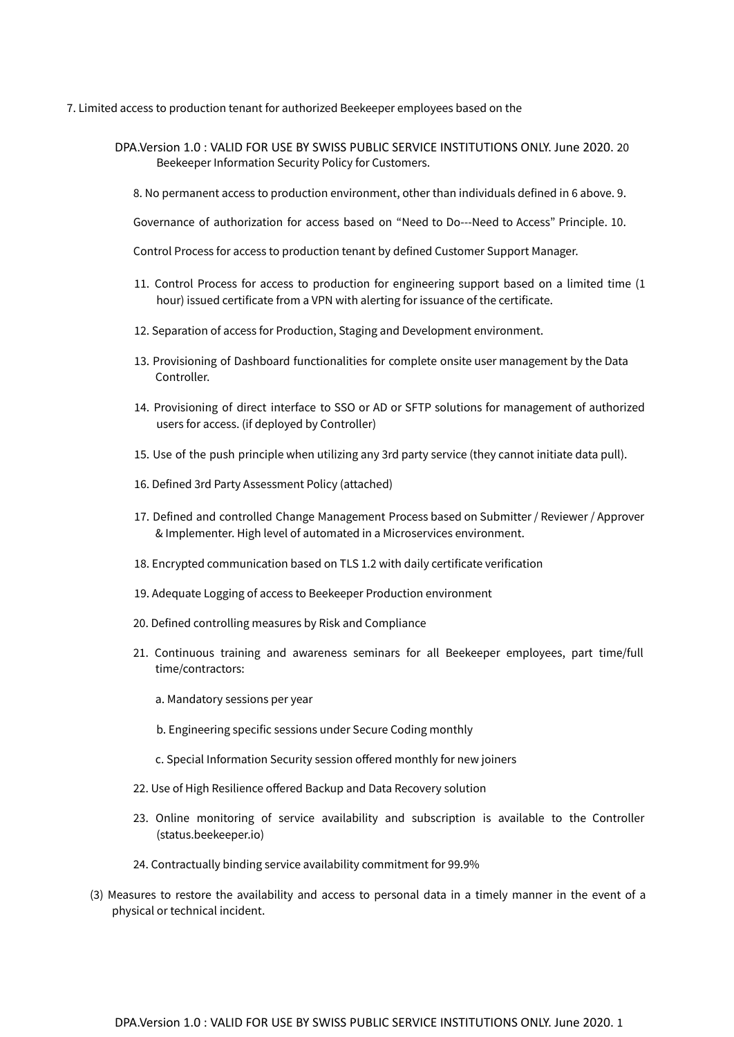7. Limited access to production tenant for authorized Beekeeper employees based on the Beekeeper Information Security Policy for Customers.

8. No permanent access to production environment, other than individuals defined in 6 above. 9.

Governance of authorization for access based on “Need to Do---Need to Access” Principle. 10.

Control Process for access to production tenant by defined Customer Support Manager.

11. Control Process for access to production for engineering support based on a limited time (1 hour) issued certificate from a VPN with alerting for issuance of the certificate.

12. Separation of access for Production, Staging and Development environment.

13. Provisioning of Dashboard functionalities for complete onsite user management by the Data Controller.

14. Provisioning of direct interface to SSO or AD or SFTP solutions for management of authorized users for access. (if deployed by Controller)

15. Use of the push principle when utilizing any 3rd party service (they cannot initiate data pull).

16. Defined 3rd Party Assessment Policy (attached)

17. Defined and controlled Change Management Process based on Submitter / Reviewer / Approver & Implementer. High level of automated in a Microservices environment.

18. Encrypted communication based on TLS 1.2 with daily certificate verification

19. Adequate Logging of access to Beekeeper Production environment

20. Defined controlling measures by Risk and Compliance

21. Continuous training and awareness seminars for all Beekeeper employees, part time/full time/contractors:

    a. Mandatory sessions per year

    b. Engineering specific sessions under Secure Coding monthly

    c. Special Information Security session offered monthly for new joiners

22. Use of High Resilience offered Backup and Data Recovery solution

23. Online monitoring of service availability and subscription is available to the Controller (status.beekeeper.io)

24. Contractually binding service availability commitment for 99.9%

(3) Measures to restore the availability and access to personal data in a timely manner in the event of a physical or technical incident.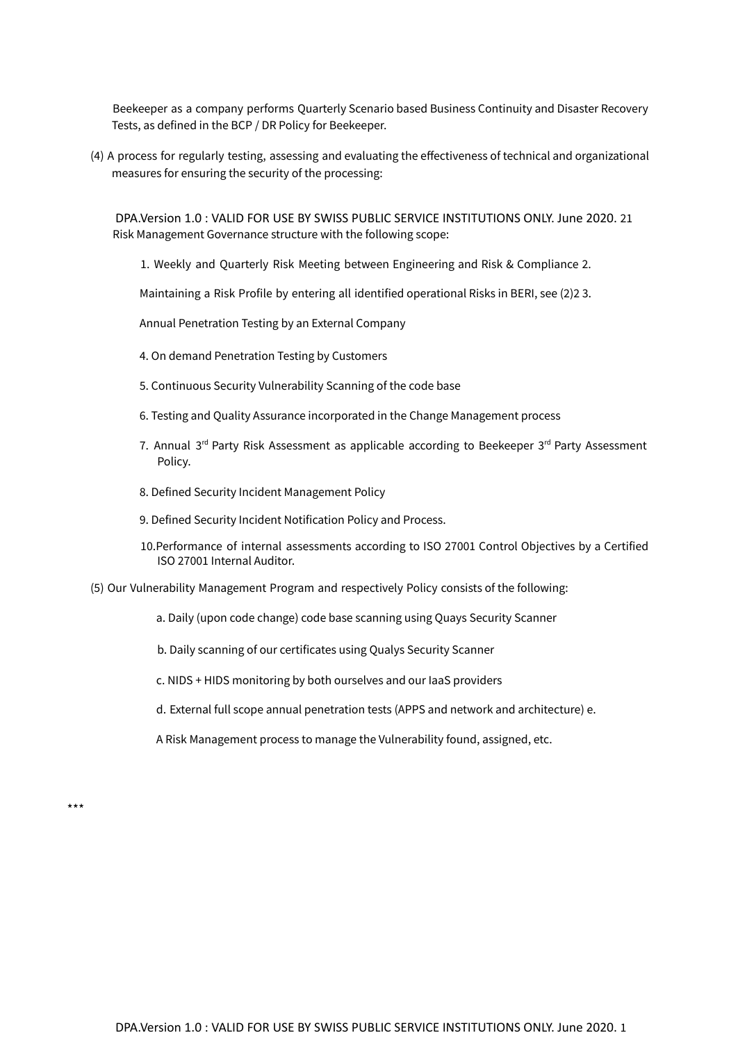Beekeeper as a company performs Quarterly Scenario based Business Continuity and Disaster Recovery Tests, as defined in the BCP / DR Policy for Beekeeper.

(4) A process for regularly testing, assessing and evaluating the effectiveness of technical and organizational measures for ensuring the security of the processing:

Risk Management Governance structure with the following scope:

1. Weekly and Quarterly Risk Meeting between Engineering and Risk & Compliance
2. Maintaining a Risk Profile by entering all identified operational Risks in BERI, see (2)2
3. Annual Penetration Testing by an External Company
4. On demand Penetration Testing by Customers
5. Continuous Security Vulnerability Scanning of the code base
6. Testing and Quality Assurance incorporated in the Change Management process
7. Annual 3rd Party Risk Assessment as applicable according to Beekeeper 3rd Party Assessment Policy.
8. Defined Security Incident Management Policy
9. Defined Security Incident Notification Policy and Process.
10. Performance of internal assessments according to ISO 27001 Control Objectives by a Certified ISO 27001 Internal Auditor.

(5) Our Vulnerability Management Program and respectively Policy consists of the following:

a. Daily (upon code change) code base scanning using Quays Security Scanner

b. Daily scanning of our certificates using Qualys Security Scanner

c. NIDS + HIDS monitoring by both ourselves and our IaaS providers

d. External full scope annual penetration tests (APPS and network and architecture)

e. A Risk Management process to manage the Vulnerability found, assigned, etc.

***